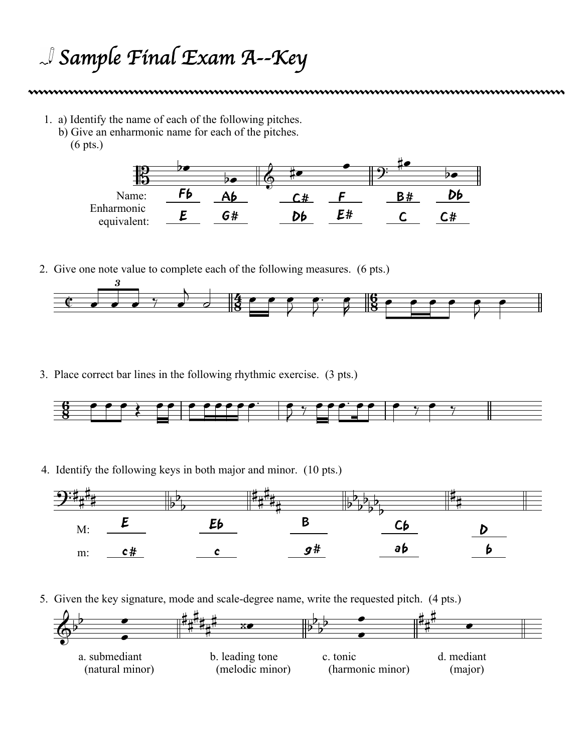# Sample Final Exam A--Key

1. a) Identify the name of each of the following pitches.
   b) Give an enharmonic name for each of the pitches.
   (6 pts.)

| | | | | | | |
|---|---|---|---|---|---|---|
| Name: | Fb | Ab | C# | F | B# | Db |
| Enharmonic equivalent: | E | G# | Db | E# | C | C# |

2. Give one note value to complete each of the following measures. (6 pts.)

3. Place correct bar lines in the following rhythmic exercise. (3 pts.)

4. Identify the following keys in both major and minor. (10 pts.)

| | | | | | |
|---|---|---|---|---|---|
| M: | E | Eb | B | Cb | D |
| m: | c# | c | g# | ab | b |

5. Given the key signature, mode and scale-degree name, write the requested pitch. (4 pts.)

a. submediant (natural minor)

b. leading tone (melodic minor)

c. tonic (harmonic minor)

d. mediant (major)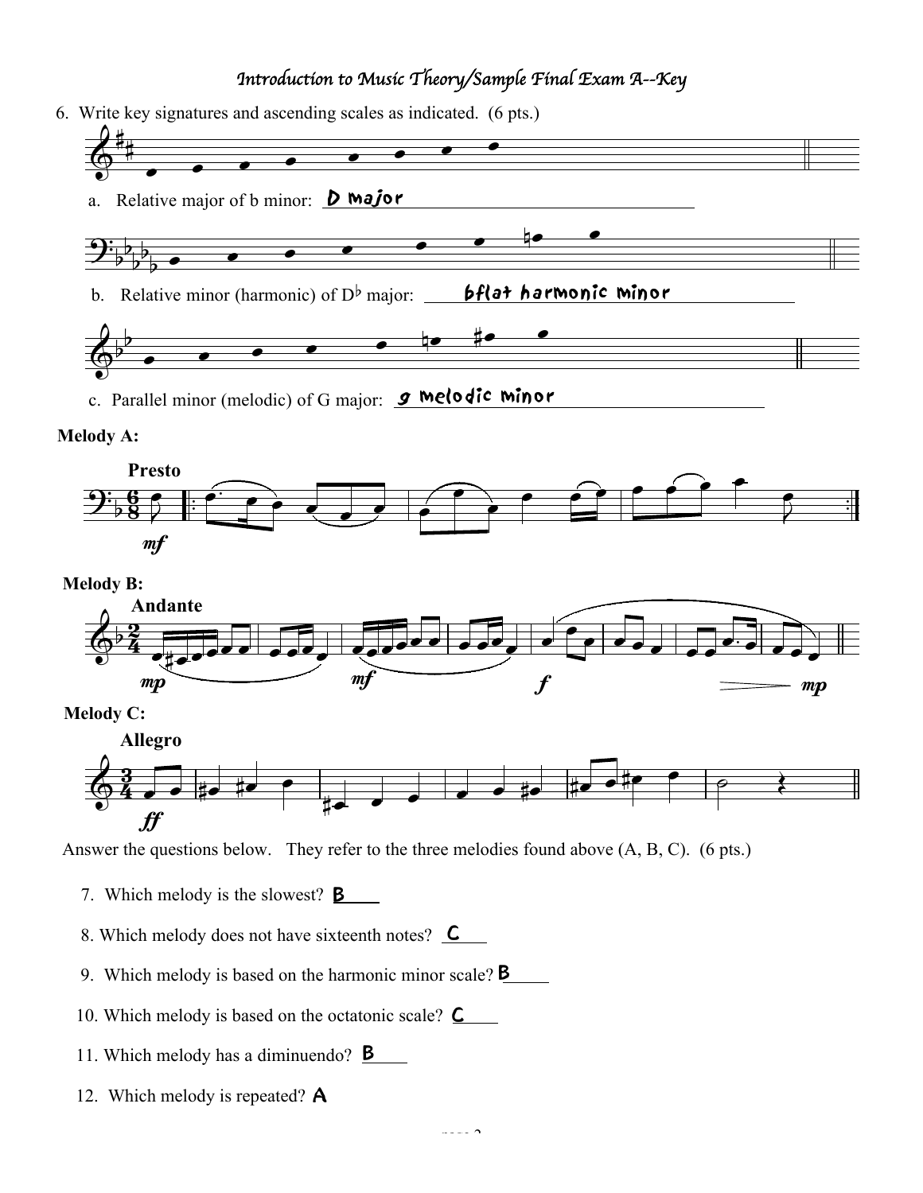*Introduction to Music Theory/Sample Final Exam A--Key*

6. Write key signatures and ascending scales as indicated. (6 pts.)

a. Relative major of b minor: D major

b. Relative minor (harmonic) of D♭ major: bflat harmonic minor

c. Parallel minor (melodic) of G major: g melodic minor

**Melody A:**

**Presto**

*mf*

**Melody B:**

**Andante**

*mp* *mf* *f* *mp*

**Melody C:**

**Allegro**

*ff*

Answer the questions below. They refer to the three melodies found above (A, B, C). (6 pts.)

7. Which melody is the slowest? B

8. Which melody does not have sixteenth notes? C

9. Which melody is based on the harmonic minor scale? B

10. Which melody is based on the octatonic scale? C

11. Which melody has a diminuendo? B

12. Which melody is repeated? A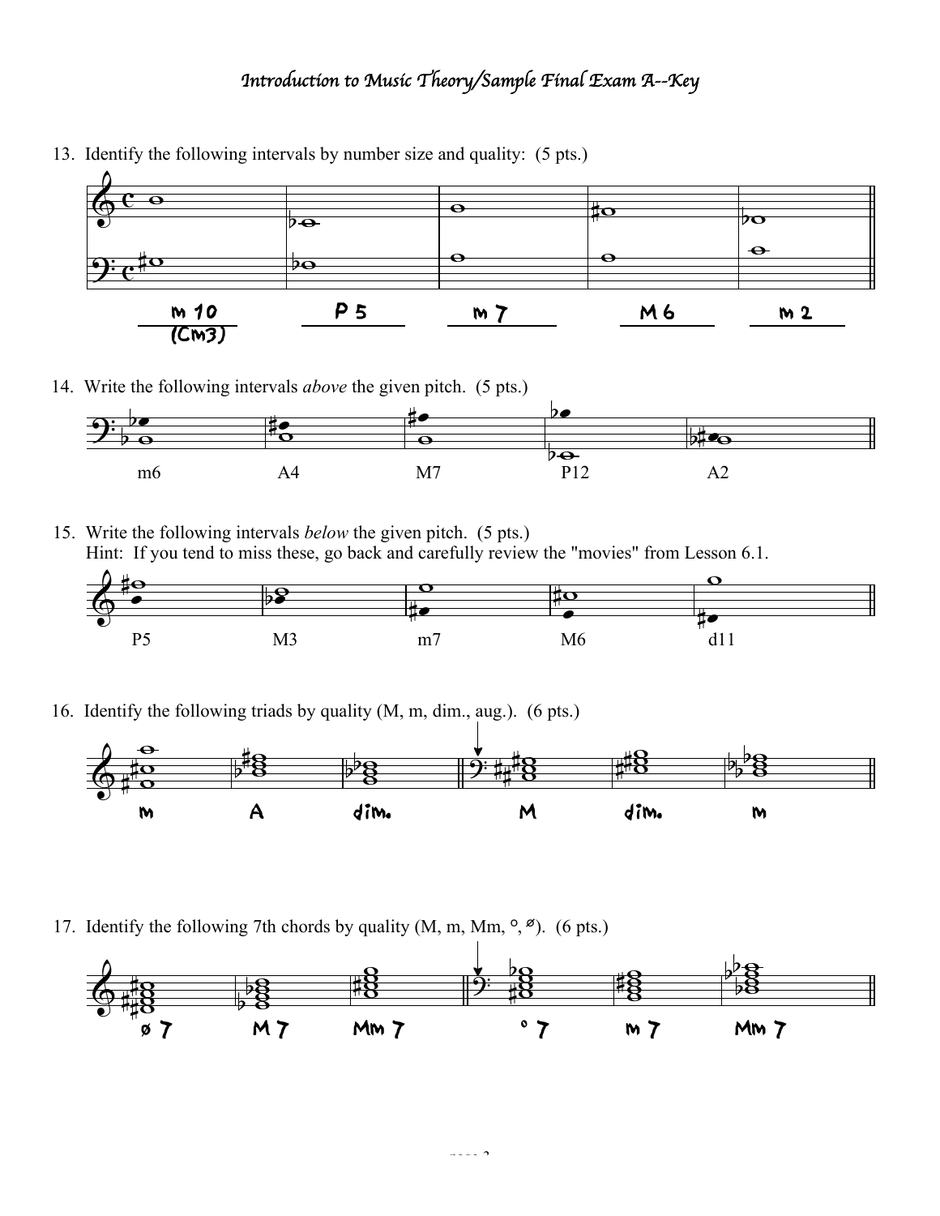# Introduction to Music Theory/Sample Final Exam A--Key

13. Identify the following intervals by number size and quality: (5 pts.)

| m 10 (CM3) | P 5 | m 7 | M 6 | m 2 |
|---|---|---|---|---|

14. Write the following intervals *above* the given pitch. (5 pts.)

| m6 | A4 | M7 | P12 | A2 |
|---|---|---|---|---|

15. Write the following intervals *below* the given pitch. (5 pts.)
    Hint: If you tend to miss these, go back and carefully review the "movies" from Lesson 6.1.

| P5 | M3 | m7 | M6 | d11 |
|---|---|---|---|---|

16. Identify the following triads by quality (M, m, dim., aug.). (6 pts.)

| m | A | dim. | M | dim. | m |
|---|---|---|---|---|---|

17. Identify the following 7th chords by quality (M, m, Mm, °, ø). (6 pts.)

| ø 7 | M 7 | Mm 7 | ° 7 | m 7 | Mm 7 |
|---|---|---|---|---|---|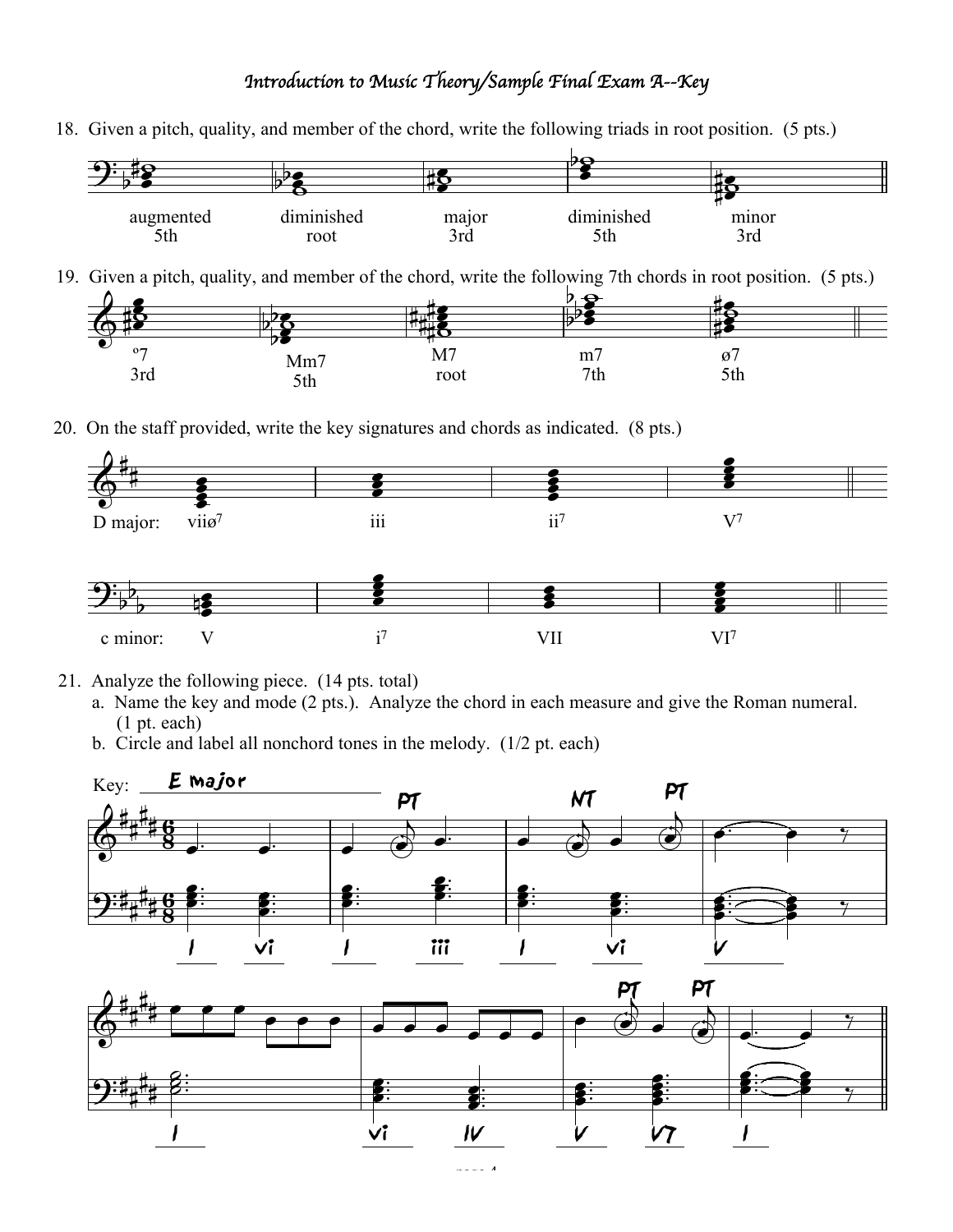# *Introduction to Music Theory/Sample Final Exam A--Key*

18. Given a pitch, quality, and member of the chord, write the following triads in root position. (5 pts.)

augmented 5th &nbsp;&nbsp; diminished root &nbsp;&nbsp; major 3rd &nbsp;&nbsp; diminished 5th &nbsp;&nbsp; minor 3rd

19. Given a pitch, quality, and member of the chord, write the following 7th chords in root position. (5 pts.)

º7 3rd &nbsp;&nbsp; Mm7 5th &nbsp;&nbsp; M7 root &nbsp;&nbsp; m7 7th &nbsp;&nbsp; ø7 5th

20. On the staff provided, write the key signatures and chords as indicated. (8 pts.)

D major: viiø$^7$ &nbsp;&nbsp; iii &nbsp;&nbsp; ii$^7$ &nbsp;&nbsp; V$^7$

c minor: V &nbsp;&nbsp; i$^7$ &nbsp;&nbsp; VII &nbsp;&nbsp; VI$^7$

21. Analyze the following piece. (14 pts. total)
   a. Name the key and mode (2 pts.). Analyze the chord in each measure and give the Roman numeral. (1 pt. each)
   b. Circle and label all nonchord tones in the melody. (1/2 pt. each)

Key: E major

PT &nbsp;&nbsp; NT &nbsp;&nbsp; PT

I &nbsp; vi &nbsp; I &nbsp; iii &nbsp; I &nbsp; vi &nbsp; V

PT &nbsp;&nbsp; PT

I &nbsp; vi &nbsp; IV &nbsp; V &nbsp; V7 &nbsp; I